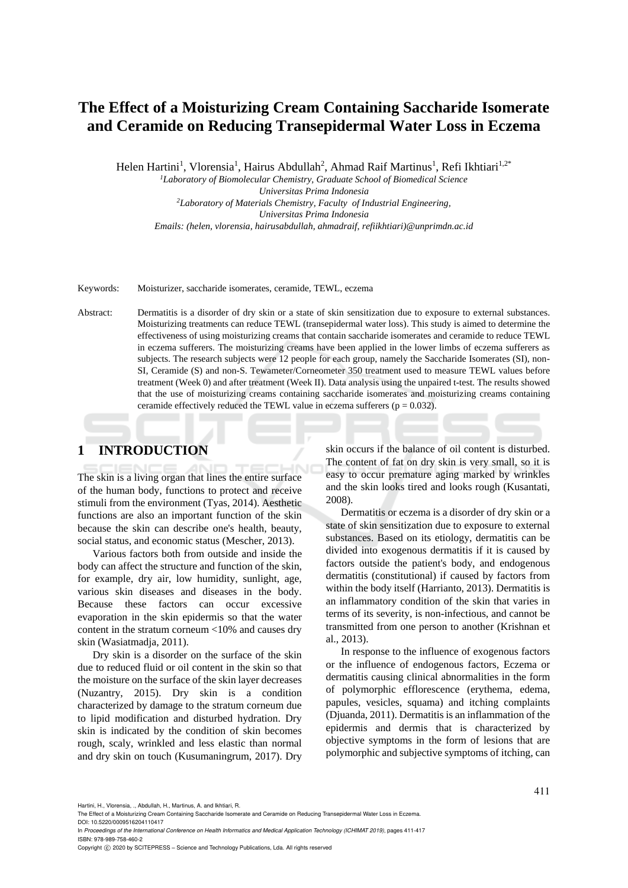# The Effect of a Moisturizing Cream Containing Saccharide Isomerate and Ceramide on Reducing Transepidermal Water Loss in Eczema

Helen Hartini[1], Vlorensia[1], Hairus Abdullah[2], Ahmad Raif Martinus[1], Refi Ikhtiari[1,2*]

[1]*Laboratory of Biomolecular Chemistry, Graduate School of Biomedical Science Universitas Prima Indonesia*

[2]*Laboratory of Materials Chemistry, Faculty of Industrial Engineering, Universitas Prima Indonesia*

*Emails: (helen, vlorensia, hairusabdullah, ahmadraif, refiikhtiari)@unprimdn.ac.id*

Keywords: Moisturizer, saccharide isomerates, ceramide, TEWL, eczema

Abstract: Dermatitis is a disorder of dry skin or a state of skin sensitization due to exposure to external substances. Moisturizing treatments can reduce TEWL (transepidermal water loss). This study is aimed to determine the effectiveness of using moisturizing creams that contain saccharide isomerates and ceramide to reduce TEWL in eczema sufferers. The moisturizing creams have been applied in the lower limbs of eczema sufferers as subjects. The research subjects were 12 people for each group, namely the Saccharide Isomerates (SI), non-SI, Ceramide (S) and non-S. Tewameter/Corneometer 350 treatment used to measure TEWL values before treatment (Week 0) and after treatment (Week II). Data analysis using the unpaired t-test. The results showed that the use of moisturizing creams containing saccharide isomerates and moisturizing creams containing ceramide effectively reduced the TEWL value in eczema sufferers ($p = 0.032$).

## 1 INTRODUCTION

The skin is a living organ that lines the entire surface of the human body, functions to protect and receive stimuli from the environment (Tyas, 2014). Aesthetic functions are also an important function of the skin because the skin can describe one's health, beauty, social status, and economic status (Mescher, 2013).

Various factors both from outside and inside the body can affect the structure and function of the skin, for example, dry air, low humidity, sunlight, age, various skin diseases and diseases in the body. Because these factors can occur excessive evaporation in the skin epidermis so that the water content in the stratum corneum <10% and causes dry skin (Wasiatmadja, 2011).

Dry skin is a disorder on the surface of the skin due to reduced fluid or oil content in the skin so that the moisture on the surface of the skin layer decreases (Nuzantry, 2015). Dry skin is a condition characterized by damage to the stratum corneum due to lipid modification and disturbed hydration. Dry skin is indicated by the condition of skin becomes rough, scaly, wrinkled and less elastic than normal and dry skin on touch (Kusumaningrum, 2017). Dry skin occurs if the balance of oil content is disturbed. The content of fat on dry skin is very small, so it is easy to occur premature aging marked by wrinkles and the skin looks tired and looks rough (Kusantati, 2008).

Dermatitis or eczema is a disorder of dry skin or a state of skin sensitization due to exposure to external substances. Based on its etiology, dermatitis can be divided into exogenous dermatitis if it is caused by factors outside the patient's body, and endogenous dermatitis (constitutional) if caused by factors from within the body itself (Harrianto, 2013). Dermatitis is an inflammatory condition of the skin that varies in terms of its severity, is non-infectious, and cannot be transmitted from one person to another (Krishnan et al., 2013).

In response to the influence of exogenous factors or the influence of endogenous factors, Eczema or dermatitis causing clinical abnormalities in the form of polymorphic efflorescence (erythema, edema, papules, vesicles, squama) and itching complaints (Djuanda, 2011). Dermatitis is an inflammation of the epidermis and dermis that is characterized by objective symptoms in the form of lesions that are polymorphic and subjective symptoms of itching, can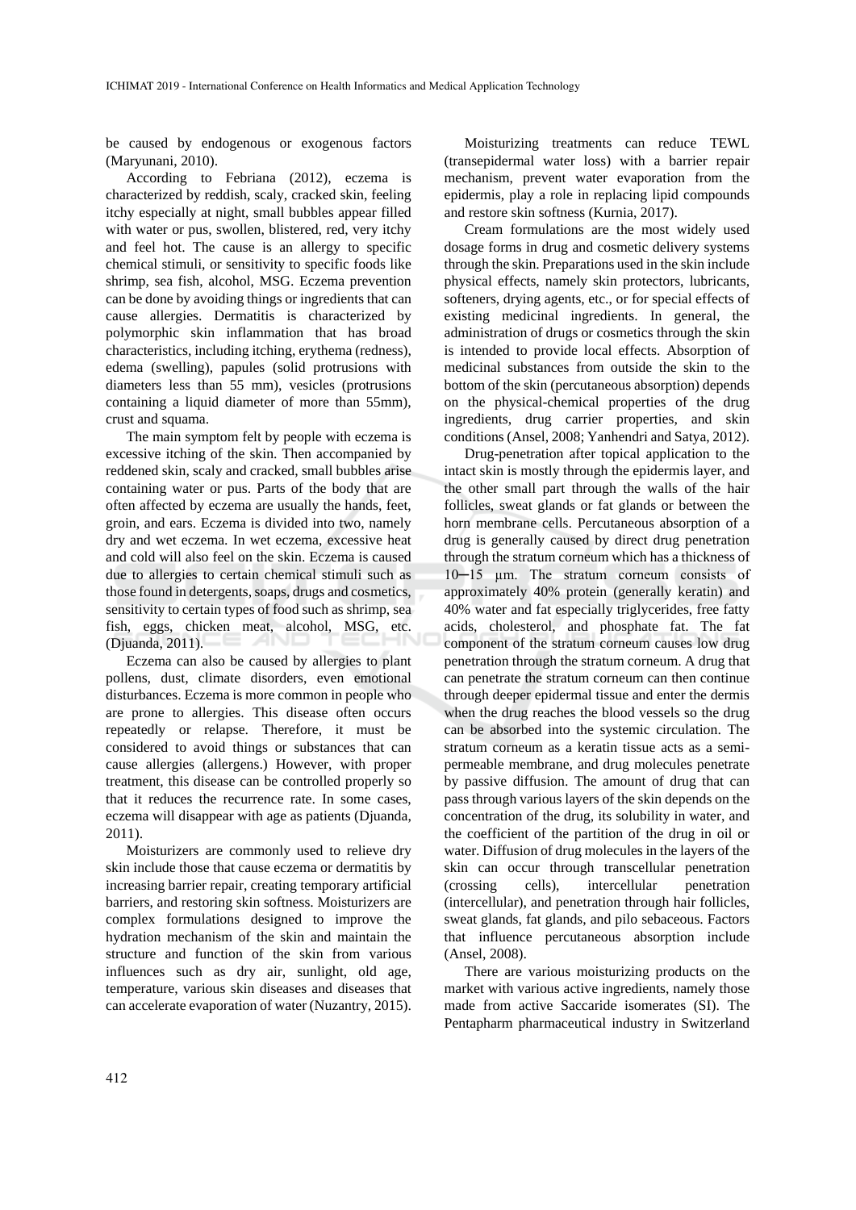be caused by endogenous or exogenous factors (Maryunani, 2010).

According to Febriana (2012), eczema is characterized by reddish, scaly, cracked skin, feeling itchy especially at night, small bubbles appear filled with water or pus, swollen, blistered, red, very itchy and feel hot. The cause is an allergy to specific chemical stimuli, or sensitivity to specific foods like shrimp, sea fish, alcohol, MSG. Eczema prevention can be done by avoiding things or ingredients that can cause allergies. Dermatitis is characterized by polymorphic skin inflammation that has broad characteristics, including itching, erythema (redness), edema (swelling), papules (solid protrusions with diameters less than 55 mm), vesicles (protrusions containing a liquid diameter of more than 55mm), crust and squama.

The main symptom felt by people with eczema is excessive itching of the skin. Then accompanied by reddened skin, scaly and cracked, small bubbles arise containing water or pus. Parts of the body that are often affected by eczema are usually the hands, feet, groin, and ears. Eczema is divided into two, namely dry and wet eczema. In wet eczema, excessive heat and cold will also feel on the skin. Eczema is caused due to allergies to certain chemical stimuli such as those found in detergents, soaps, drugs and cosmetics, sensitivity to certain types of food such as shrimp, sea fish, eggs, chicken meat, alcohol, MSG, etc. (Djuanda, 2011).

Eczema can also be caused by allergies to plant pollens, dust, climate disorders, even emotional disturbances. Eczema is more common in people who are prone to allergies. This disease often occurs repeatedly or relapse. Therefore, it must be considered to avoid things or substances that can cause allergies (allergens.) However, with proper treatment, this disease can be controlled properly so that it reduces the recurrence rate. In some cases, eczema will disappear with age as patients (Djuanda, 2011).

Moisturizers are commonly used to relieve dry skin include those that cause eczema or dermatitis by increasing barrier repair, creating temporary artificial barriers, and restoring skin softness. Moisturizers are complex formulations designed to improve the hydration mechanism of the skin and maintain the structure and function of the skin from various influences such as dry air, sunlight, old age, temperature, various skin diseases and diseases that can accelerate evaporation of water (Nuzantry, 2015).

Moisturizing treatments can reduce TEWL (transepidermal water loss) with a barrier repair mechanism, prevent water evaporation from the epidermis, play a role in replacing lipid compounds and restore skin softness (Kurnia, 2017).

Cream formulations are the most widely used dosage forms in drug and cosmetic delivery systems through the skin. Preparations used in the skin include physical effects, namely skin protectors, lubricants, softeners, drying agents, etc., or for special effects of existing medicinal ingredients. In general, the administration of drugs or cosmetics through the skin is intended to provide local effects. Absorption of medicinal substances from outside the skin to the bottom of the skin (percutaneous absorption) depends on the physical-chemical properties of the drug ingredients, drug carrier properties, and skin conditions (Ansel, 2008; Yanhendri and Satya, 2012).

Drug-penetration after topical application to the intact skin is mostly through the epidermis layer, and the other small part through the walls of the hair follicles, sweat glands or fat glands or between the horn membrane cells. Percutaneous absorption of a drug is generally caused by direct drug penetration through the stratum corneum which has a thickness of 10─15 µm. The stratum corneum consists of approximately 40% protein (generally keratin) and 40% water and fat especially triglycerides, free fatty acids, cholesterol, and phosphate fat. The fat component of the stratum corneum causes low drug penetration through the stratum corneum. A drug that can penetrate the stratum corneum can then continue through deeper epidermal tissue and enter the dermis when the drug reaches the blood vessels so the drug can be absorbed into the systemic circulation. The stratum corneum as a keratin tissue acts as a semi-permeable membrane, and drug molecules penetrate by passive diffusion. The amount of drug that can pass through various layers of the skin depends on the concentration of the drug, its solubility in water, and the coefficient of the partition of the drug in oil or water. Diffusion of drug molecules in the layers of the skin can occur through transcellular penetration (crossing cells), intercellular penetration (intercellular), and penetration through hair follicles, sweat glands, fat glands, and pilo sebaceous. Factors that influence percutaneous absorption include (Ansel, 2008).

There are various moisturizing products on the market with various active ingredients, namely those made from active Saccaride isomerates (SI). The Pentapharm pharmaceutical industry in Switzerland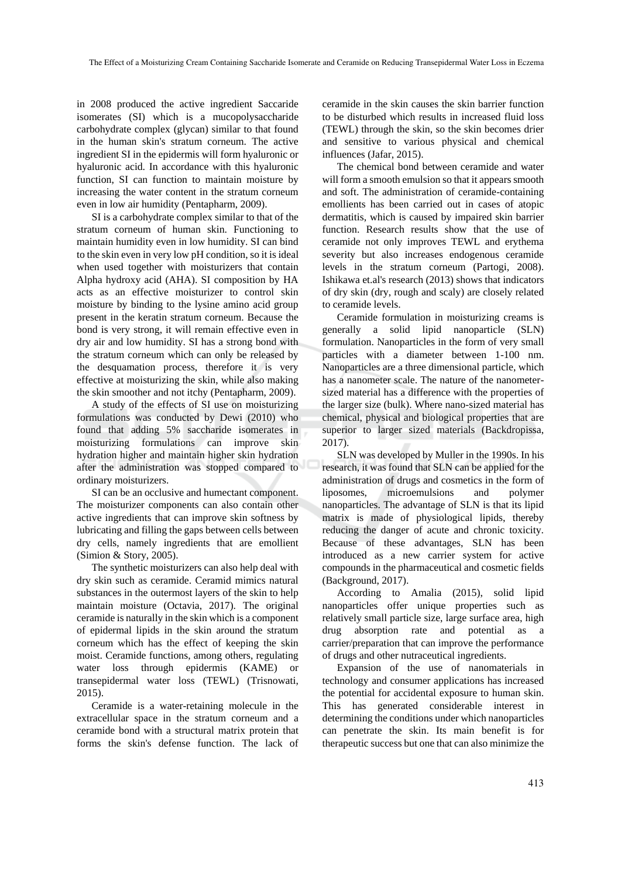in 2008 produced the active ingredient Saccaride isomerates (SI) which is a mucopolysaccharide carbohydrate complex (glycan) similar to that found in the human skin's stratum corneum. The active ingredient SI in the epidermis will form hyaluronic or hyaluronic acid. In accordance with this hyaluronic function, SI can function to maintain moisture by increasing the water content in the stratum corneum even in low air humidity (Pentapharm, 2009).

SI is a carbohydrate complex similar to that of the stratum corneum of human skin. Functioning to maintain humidity even in low humidity. SI can bind to the skin even in very low pH condition, so it is ideal when used together with moisturizers that contain Alpha hydroxy acid (AHA). SI composition by HA acts as an effective moisturizer to control skin moisture by binding to the lysine amino acid group present in the keratin stratum corneum. Because the bond is very strong, it will remain effective even in dry air and low humidity. SI has a strong bond with the stratum corneum which can only be released by the desquamation process, therefore it is very effective at moisturizing the skin, while also making the skin smoother and not itchy (Pentapharm, 2009).

A study of the effects of SI use on moisturizing formulations was conducted by Dewi (2010) who found that adding 5% saccharide isomerates in moisturizing formulations can improve skin hydration higher and maintain higher skin hydration after the administration was stopped compared to ordinary moisturizers.

SI can be an occlusive and humectant component. The moisturizer components can also contain other active ingredients that can improve skin softness by lubricating and filling the gaps between cells between dry cells, namely ingredients that are emollient (Simion & Story, 2005).

The synthetic moisturizers can also help deal with dry skin such as ceramide. Ceramid mimics natural substances in the outermost layers of the skin to help maintain moisture (Octavia, 2017). The original ceramide is naturally in the skin which is a component of epidermal lipids in the skin around the stratum corneum which has the effect of keeping the skin moist. Ceramide functions, among others, regulating water loss through epidermis (KAME) or transepidermal water loss (TEWL) (Trisnowati, 2015).

Ceramide is a water-retaining molecule in the extracellular space in the stratum corneum and a ceramide bond with a structural matrix protein that forms the skin's defense function. The lack of ceramide in the skin causes the skin barrier function to be disturbed which results in increased fluid loss (TEWL) through the skin, so the skin becomes drier and sensitive to various physical and chemical influences (Jafar, 2015).

The chemical bond between ceramide and water will form a smooth emulsion so that it appears smooth and soft. The administration of ceramide-containing emollients has been carried out in cases of atopic dermatitis, which is caused by impaired skin barrier function. Research results show that the use of ceramide not only improves TEWL and erythema severity but also increases endogenous ceramide levels in the stratum corneum (Partogi, 2008). Ishikawa et.al's research (2013) shows that indicators of dry skin (dry, rough and scaly) are closely related to ceramide levels.

Ceramide formulation in moisturizing creams is generally a solid lipid nanoparticle (SLN) formulation. Nanoparticles in the form of very small particles with a diameter between 1-100 nm. Nanoparticles are a three dimensional particle, which has a nanometer scale. The nature of the nanometer-sized material has a difference with the properties of the larger size (bulk). Where nano-sized material has chemical, physical and biological properties that are superior to larger sized materials (Backdropissa, 2017).

SLN was developed by Muller in the 1990s. In his research, it was found that SLN can be applied for the administration of drugs and cosmetics in the form of liposomes, microemulsions and polymer nanoparticles. The advantage of SLN is that its lipid matrix is made of physiological lipids, thereby reducing the danger of acute and chronic toxicity. Because of these advantages, SLN has been introduced as a new carrier system for active compounds in the pharmaceutical and cosmetic fields (Background, 2017).

According to Amalia (2015), solid lipid nanoparticles offer unique properties such as relatively small particle size, large surface area, high drug absorption rate and potential as a carrier/preparation that can improve the performance of drugs and other nutraceutical ingredients.

Expansion of the use of nanomaterials in technology and consumer applications has increased the potential for accidental exposure to human skin. This has generated considerable interest in determining the conditions under which nanoparticles can penetrate the skin. Its main benefit is for therapeutic success but one that can also minimize the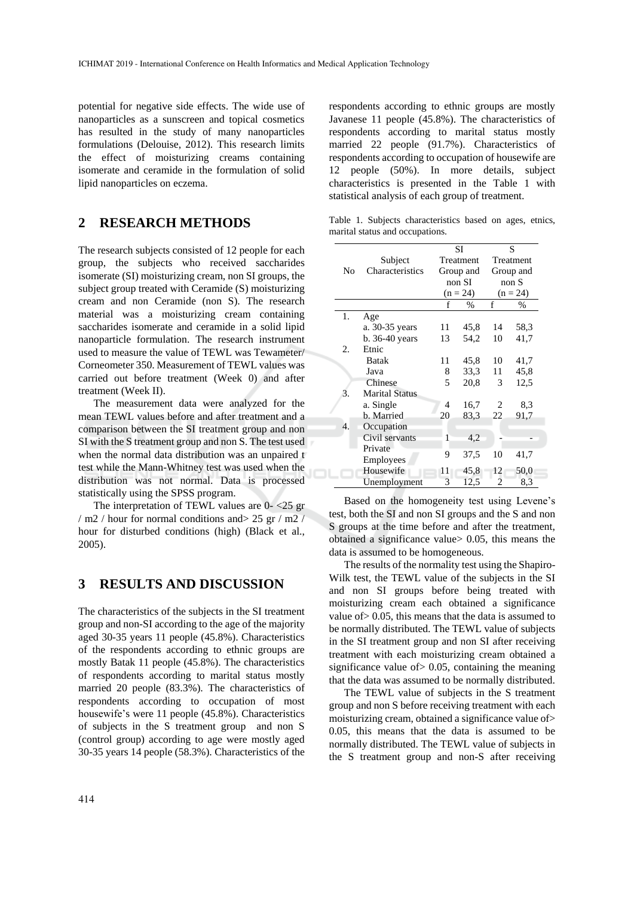potential for negative side effects. The wide use of nanoparticles as a sunscreen and topical cosmetics has resulted in the study of many nanoparticles formulations (Delouise, 2012). This research limits the effect of moisturizing creams containing isomerate and ceramide in the formulation of solid lipid nanoparticles on eczema.

## 2 RESEARCH METHODS

The research subjects consisted of 12 people for each group, the subjects who received saccharides isomerate (SI) moisturizing cream, non SI groups, the subject group treated with Ceramide (S) moisturizing cream and non Ceramide (non S). The research material was a moisturizing cream containing saccharides isomerate and ceramide in a solid lipid nanoparticle formulation. The research instrument used to measure the value of TEWL was Tewameter/ Corneometer 350. Measurement of TEWL values was carried out before treatment (Week 0) and after treatment (Week II).

The measurement data were analyzed for the mean TEWL values before and after treatment and a comparison between the SI treatment group and non SI with the S treatment group and non S. The test used when the normal data distribution was an unpaired t test while the Mann-Whitney test was used when the distribution was not normal. Data is processed statistically using the SPSS program.

The interpretation of TEWL values are 0- <25 gr / m2 / hour for normal conditions and> 25 gr / m2 / hour for disturbed conditions (high) (Black et al., 2005).

## 3 RESULTS AND DISCUSSION

The characteristics of the subjects in the SI treatment group and non-SI according to the age of the majority aged 30-35 years 11 people (45.8%). Characteristics of the respondents according to ethnic groups are mostly Batak 11 people (45.8%). The characteristics of respondents according to marital status mostly married 20 people (83.3%). The characteristics of respondents according to occupation of most housewife's were 11 people (45.8%). Characteristics of subjects in the S treatment group and non S (control group) according to age were mostly aged 30-35 years 14 people (58.3%). Characteristics of the respondents according to ethnic groups are mostly Javanese 11 people (45.8%). The characteristics of respondents according to marital status mostly married 22 people (91.7%). Characteristics of respondents according to occupation of housewife are 12 people (50%). In more details, subject characteristics is presented in the Table 1 with statistical analysis of each group of treatment.

Table 1. Subjects characteristics based on ages, etnics, marital status and occupations.

| No | Subject Characteristics | SI Treatment Group and non SI (n = 24) | | S Treatment Group and non S (n = 24) | |
|---|---|---|---|---|---|
| | | f | % | f | % |
| 1. | Age | | | | |
| | a. 30-35 years | 11 | 45,8 | 14 | 58,3 |
| | b. 36-40 years | 13 | 54,2 | 10 | 41,7 |
| 2. | Etnic | | | | |
| | Batak | 11 | 45,8 | 10 | 41,7 |
| | Java | 8 | 33,3 | 11 | 45,8 |
| | Chinese | 5 | 20,8 | 3 | 12,5 |
| 3. | Marital Status | | | | |
| | a. Single | 4 | 16,7 | 2 | 8,3 |
| | b. Married | 20 | 83,3 | 22 | 91,7 |
| 4. | Occupation | | | | |
| | Civil servants | 1 | 4,2 | - | - |
| | Private Employees | 9 | 37,5 | 10 | 41,7 |
| | Housewife | 11 | 45,8 | 12 | 50,0 |
| | Unemployment | 3 | 12,5 | 2 | 8,3 |

Based on the homogeneity test using Levene's test, both the SI and non SI groups and the S and non S groups at the time before and after the treatment, obtained a significance value> 0.05, this means the data is assumed to be homogeneous.

The results of the normality test using the Shapiro-Wilk test, the TEWL value of the subjects in the SI and non SI groups before being treated with moisturizing cream each obtained a significance value of> 0.05, this means that the data is assumed to be normally distributed. The TEWL value of subjects in the SI treatment group and non SI after receiving treatment with each moisturizing cream obtained a significance value of> 0.05, containing the meaning that the data was assumed to be normally distributed.

The TEWL value of subjects in the S treatment group and non S before receiving treatment with each moisturizing cream, obtained a significance value of> 0.05, this means that the data is assumed to be normally distributed. The TEWL value of subjects in the S treatment group and non-S after receiving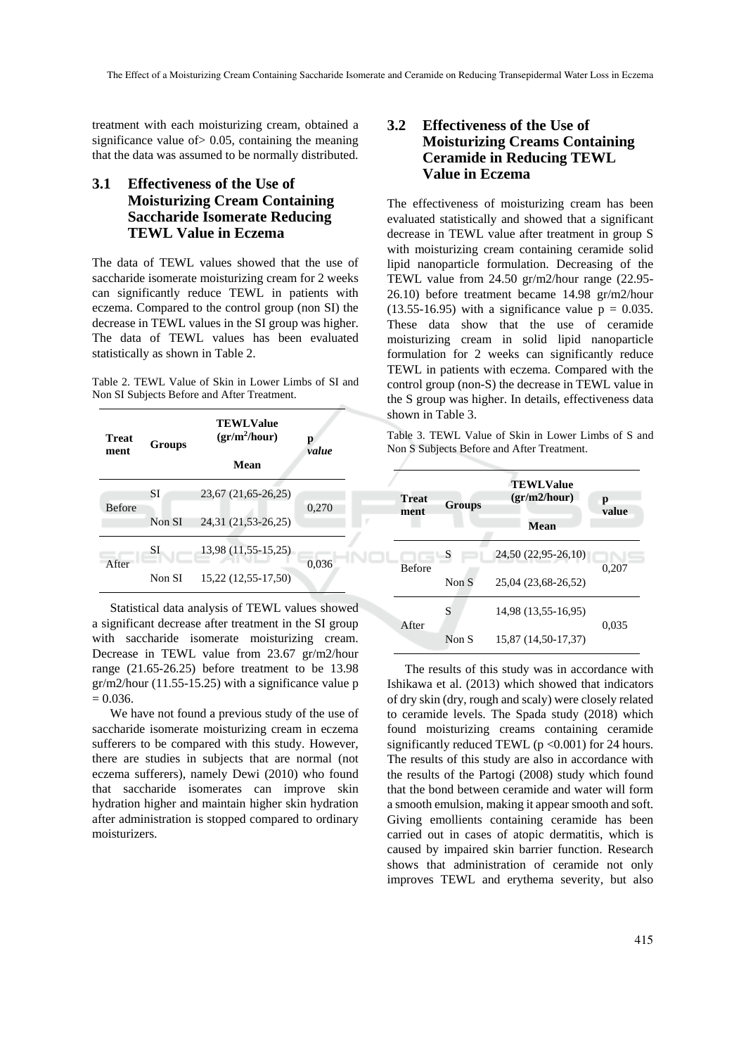treatment with each moisturizing cream, obtained a significance value of> 0.05, containing the meaning that the data was assumed to be normally distributed.

### 3.1 Effectiveness of the Use of Moisturizing Cream Containing Saccharide Isomerate Reducing TEWL Value in Eczema

The data of TEWL values showed that the use of saccharide isomerate moisturizing cream for 2 weeks can significantly reduce TEWL in patients with eczema. Compared to the control group (non SI) the decrease in TEWL values in the SI group was higher. The data of TEWL values has been evaluated statistically as shown in Table 2.

Table 2. TEWL Value of Skin in Lower Limbs of SI and Non SI Subjects Before and After Treatment.

| Treatment | Groups | TEWLValue ($gr/m^2/hour$) Mean | p *value* |
|---|---|---|---|
| Before | SI | 23,67 (21,65-26,25) | 0,270 |
| | Non SI | 24,31 (21,53-26,25) | |
| After | SI | 13,98 (11,55-15,25) | 0,036 |
| | Non SI | 15,22 (12,55-17,50) | |

Statistical data analysis of TEWL values showed a significant decrease after treatment in the SI group with saccharide isomerate moisturizing cream. Decrease in TEWL value from 23.67 gr/m2/hour range (21.65-26.25) before treatment to be 13.98 gr/m2/hour (11.55-15.25) with a significance value $p = 0.036$.

We have not found a previous study of the use of saccharide isomerate moisturizing cream in eczema sufferers to be compared with this study. However, there are studies in subjects that are normal (not eczema sufferers), namely Dewi (2010) who found that saccharide isomerates can improve skin hydration higher and maintain higher skin hydration after administration is stopped compared to ordinary moisturizers.

### 3.2 Effectiveness of the Use of Moisturizing Creams Containing Ceramide in Reducing TEWL Value in Eczema

The effectiveness of moisturizing cream has been evaluated statistically and showed that a significant decrease in TEWL value after treatment in group S with moisturizing cream containing ceramide solid lipid nanoparticle formulation. Decreasing of the TEWL value from 24.50 gr/m2/hour range (22.95-26.10) before treatment became 14.98 gr/m2/hour (13.55-16.95) with a significance value $p = 0.035$. These data show that the use of ceramide moisturizing cream in solid lipid nanoparticle formulation for 2 weeks can significantly reduce TEWL in patients with eczema. Compared with the control group (non-S) the decrease in TEWL value in the S group was higher. In details, effectiveness data shown in Table 3.

Table 3. TEWL Value of Skin in Lower Limbs of S and Non S Subjects Before and After Treatment.

| Treatment | Groups | TEWLValue (gr/m2/hour) Mean | p value |
|---|---|---|---|
| Before | S | 24,50 (22,95-26,10) | 0,207 |
| | Non S | 25,04 (23,68-26,52) | |
| After | S | 14,98 (13,55-16,95) | 0,035 |
| | Non S | 15,87 (14,50-17,37) | |

The results of this study was in accordance with Ishikawa et al. (2013) which showed that indicators of dry skin (dry, rough and scaly) were closely related to ceramide levels. The Spada study (2018) which found moisturizing creams containing ceramide significantly reduced TEWL ($p < 0.001$) for 24 hours. The results of this study are also in accordance with the results of the Partogi (2008) study which found that the bond between ceramide and water will form a smooth emulsion, making it appear smooth and soft. Giving emollients containing ceramide has been carried out in cases of atopic dermatitis, which is caused by impaired skin barrier function. Research shows that administration of ceramide not only improves TEWL and erythema severity, but also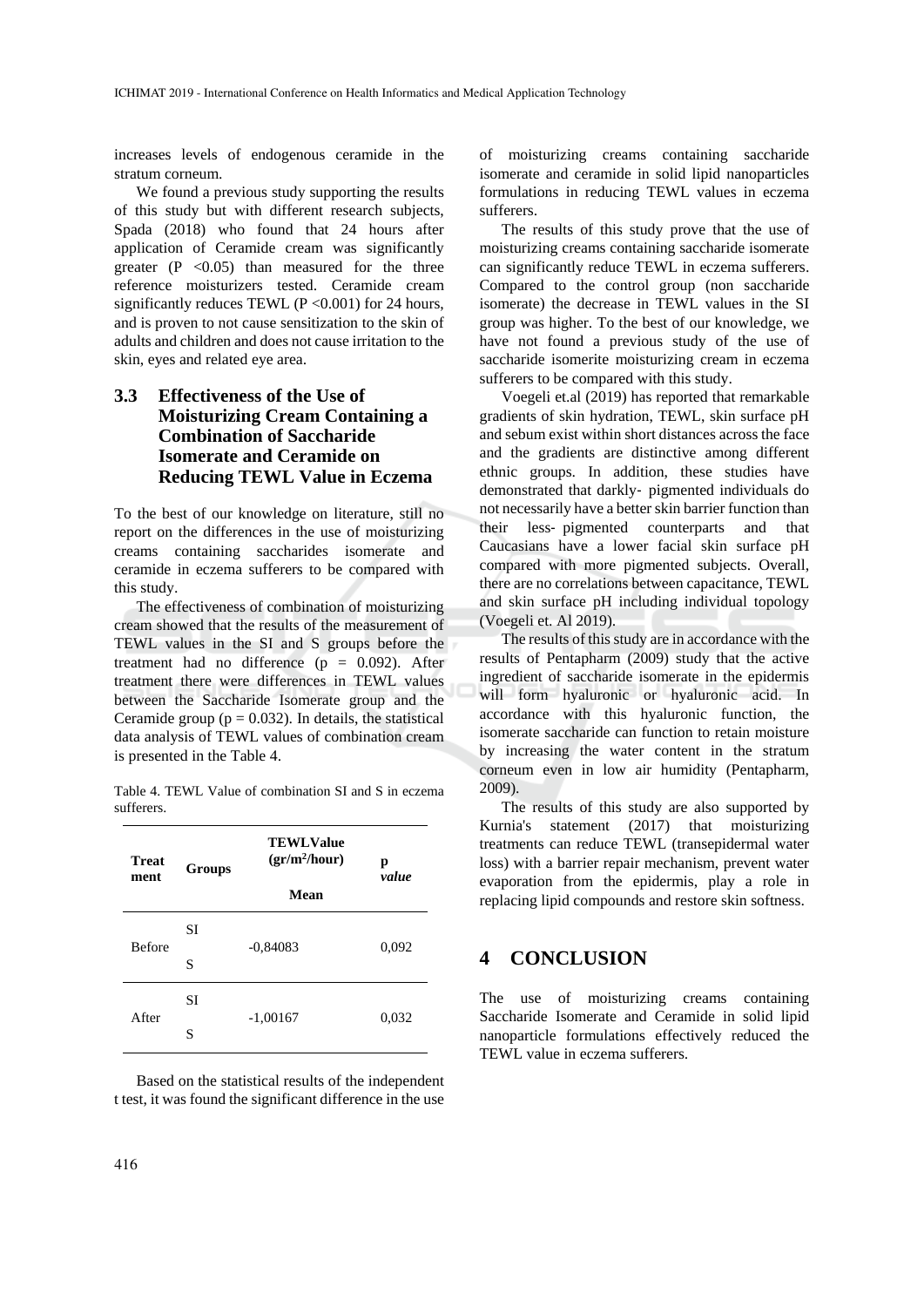increases levels of endogenous ceramide in the stratum corneum.

We found a previous study supporting the results of this study but with different research subjects, Spada (2018) who found that 24 hours after application of Ceramide cream was significantly greater ($P < 0.05$) than measured for the three reference moisturizers tested. Ceramide cream significantly reduces TEWL ($P < 0.001$) for 24 hours, and is proven to not cause sensitization to the skin of adults and children and does not cause irritation to the skin, eyes and related eye area.

### 3.3 Effectiveness of the Use of Moisturizing Cream Containing a Combination of Saccharide Isomerate and Ceramide on Reducing TEWL Value in Eczema

To the best of our knowledge on literature, still no report on the differences in the use of moisturizing creams containing saccharides isomerate and ceramide in eczema sufferers to be compared with this study.

The effectiveness of combination of moisturizing cream showed that the results of the measurement of TEWL values in the SI and S groups before the treatment had no difference ($p = 0.092$). After treatment there were differences in TEWL values between the Saccharide Isomerate group and the Ceramide group ($p = 0.032$). In details, the statistical data analysis of TEWL values of combination cream is presented in the Table 4.

Table 4. TEWL Value of combination SI and S in eczema sufferers.

| Treatment | Groups | TEWLValue ($gr/m^2/hour$) Mean | p *value* |
|---|---|---|---|
| Before | SI<br>S | -0,84083 | 0,092 |
| After | SI<br>S | -1,00167 | 0,032 |

Based on the statistical results of the independent t test, it was found the significant difference in the use of moisturizing creams containing saccharide isomerate and ceramide in solid lipid nanoparticles formulations in reducing TEWL values in eczema sufferers.

The results of this study prove that the use of moisturizing creams containing saccharide isomerate can significantly reduce TEWL in eczema sufferers. Compared to the control group (non saccharide isomerate) the decrease in TEWL values in the SI group was higher. To the best of our knowledge, we have not found a previous study of the use of saccharide isomerite moisturizing cream in eczema sufferers to be compared with this study.

Voegeli et.al (2019) has reported that remarkable gradients of skin hydration, TEWL, skin surface pH and sebum exist within short distances across the face and the gradients are distinctive among different ethnic groups. In addition, these studies have demonstrated that darkly‐ pigmented individuals do not necessarily have a better skin barrier function than their less‐ pigmented counterparts and that Caucasians have a lower facial skin surface pH compared with more pigmented subjects. Overall, there are no correlations between capacitance, TEWL and skin surface pH including individual topology (Voegeli et. Al 2019).

The results of this study are in accordance with the results of Pentapharm (2009) study that the active ingredient of saccharide isomerate in the epidermis will form hyaluronic or hyaluronic acid. In accordance with this hyaluronic function, the isomerate saccharide can function to retain moisture by increasing the water content in the stratum corneum even in low air humidity (Pentapharm, 2009).

The results of this study are also supported by Kurnia's statement (2017) that moisturizing treatments can reduce TEWL (transepidermal water loss) with a barrier repair mechanism, prevent water evaporation from the epidermis, play a role in replacing lipid compounds and restore skin softness.

## 4 CONCLUSION

The use of moisturizing creams containing Saccharide Isomerate and Ceramide in solid lipid nanoparticle formulations effectively reduced the TEWL value in eczema sufferers.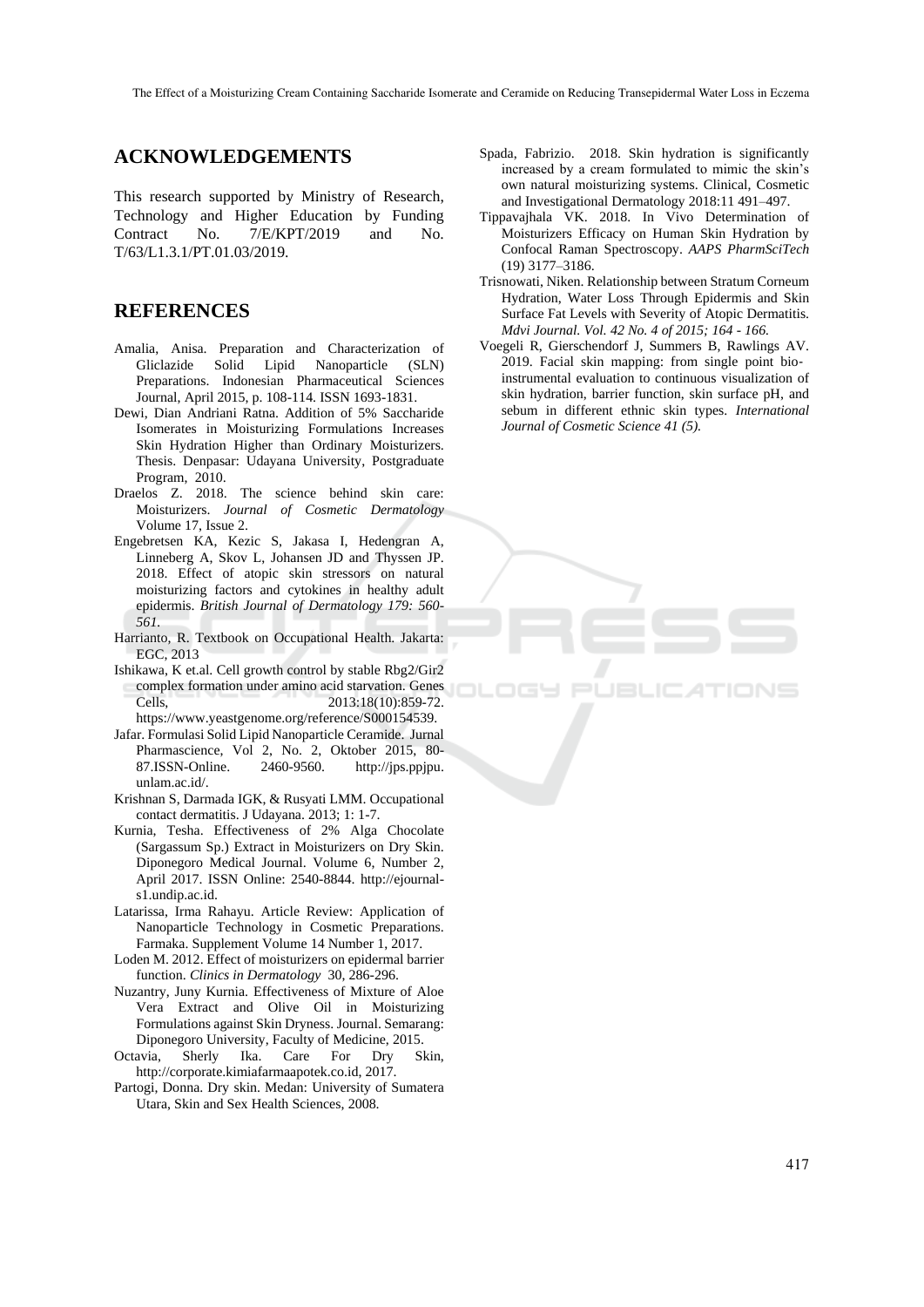## ACKNOWLEDGEMENTS

This research supported by Ministry of Research, Technology and Higher Education by Funding Contract No. 7/E/KPT/2019 and No. T/63/L1.3.1/PT.01.03/2019.

## REFERENCES

Amalia, Anisa. Preparation and Characterization of Gliclazide Solid Lipid Nanoparticle (SLN) Preparations. Indonesian Pharmaceutical Sciences Journal, April 2015, p. 108-114. ISSN 1693-1831.

Dewi, Dian Andriani Ratna. Addition of 5% Saccharide Isomerates in Moisturizing Formulations Increases Skin Hydration Higher than Ordinary Moisturizers. Thesis. Denpasar: Udayana University, Postgraduate Program, 2010.

Draelos Z. 2018. The science behind skin care: Moisturizers. *Journal of Cosmetic Dermatology* Volume 17, Issue 2.

Engebretsen KA, Kezic S, Jakasa I, Hedengran A, Linneberg A, Skov L, Johansen JD and Thyssen JP. 2018. Effect of atopic skin stressors on natural moisturizing factors and cytokines in healthy adult epidermis. *British Journal of Dermatology 179: 560-561.*

Harrianto, R. Textbook on Occupational Health. Jakarta: EGC, 2013

Ishikawa, K et.al. Cell growth control by stable Rbg2/Gir2 complex formation under amino acid starvation. Genes Cells, 2013:18(10):859-72. https://www.yeastgenome.org/reference/S000154539.

Jafar. Formulasi Solid Lipid Nanoparticle Ceramide. Jurnal Pharmascience, Vol 2, No. 2, Oktober 2015, 80-87.ISSN-Online. 2460-9560. http://jps.ppjpu.unlam.ac.id/.

Krishnan S, Darmada IGK, & Rusyati LMM. Occupational contact dermatitis. J Udayana. 2013; 1: 1-7.

Kurnia, Tesha. Effectiveness of 2% Alga Chocolate (Sargassum Sp.) Extract in Moisturizers on Dry Skin. Diponegoro Medical Journal. Volume 6, Number 2, April 2017. ISSN Online: 2540-8844. http://ejournal-s1.undip.ac.id.

Latarissa, Irma Rahayu. Article Review: Application of Nanoparticle Technology in Cosmetic Preparations. Farmaka. Supplement Volume 14 Number 1, 2017.

Loden M. 2012. Effect of moisturizers on epidermal barrier function. *Clinics in Dermatology* 30, 286-296.

Nuzantry, Juny Kurnia. Effectiveness of Mixture of Aloe Vera Extract and Olive Oil in Moisturizing Formulations against Skin Dryness. Journal. Semarang: Diponegoro University, Faculty of Medicine, 2015.

Octavia, Sherly Ika. Care For Dry Skin, http://corporate.kimiafarmaapotek.co.id, 2017.

Partogi, Donna. Dry skin. Medan: University of Sumatera Utara, Skin and Sex Health Sciences, 2008.

Spada, Fabrizio. 2018. Skin hydration is significantly increased by a cream formulated to mimic the skin's own natural moisturizing systems. Clinical, Cosmetic and Investigational Dermatology 2018:11 491–497.

Tippavajhala VK. 2018. In Vivo Determination of Moisturizers Efficacy on Human Skin Hydration by Confocal Raman Spectroscopy. *AAPS PharmSciTech* (19) 3177–3186.

Trisnowati, Niken. Relationship between Stratum Corneum Hydration, Water Loss Through Epidermis and Skin Surface Fat Levels with Severity of Atopic Dermatitis. *Mdvi Journal. Vol. 42 No. 4 of 2015; 164 - 166.*

Voegeli R, Gierschendorf J, Summers B, Rawlings AV. 2019. Facial skin mapping: from single point bio-instrumental evaluation to continuous visualization of skin hydration, barrier function, skin surface pH, and sebum in different ethnic skin types. *International Journal of Cosmetic Science 41 (5).*